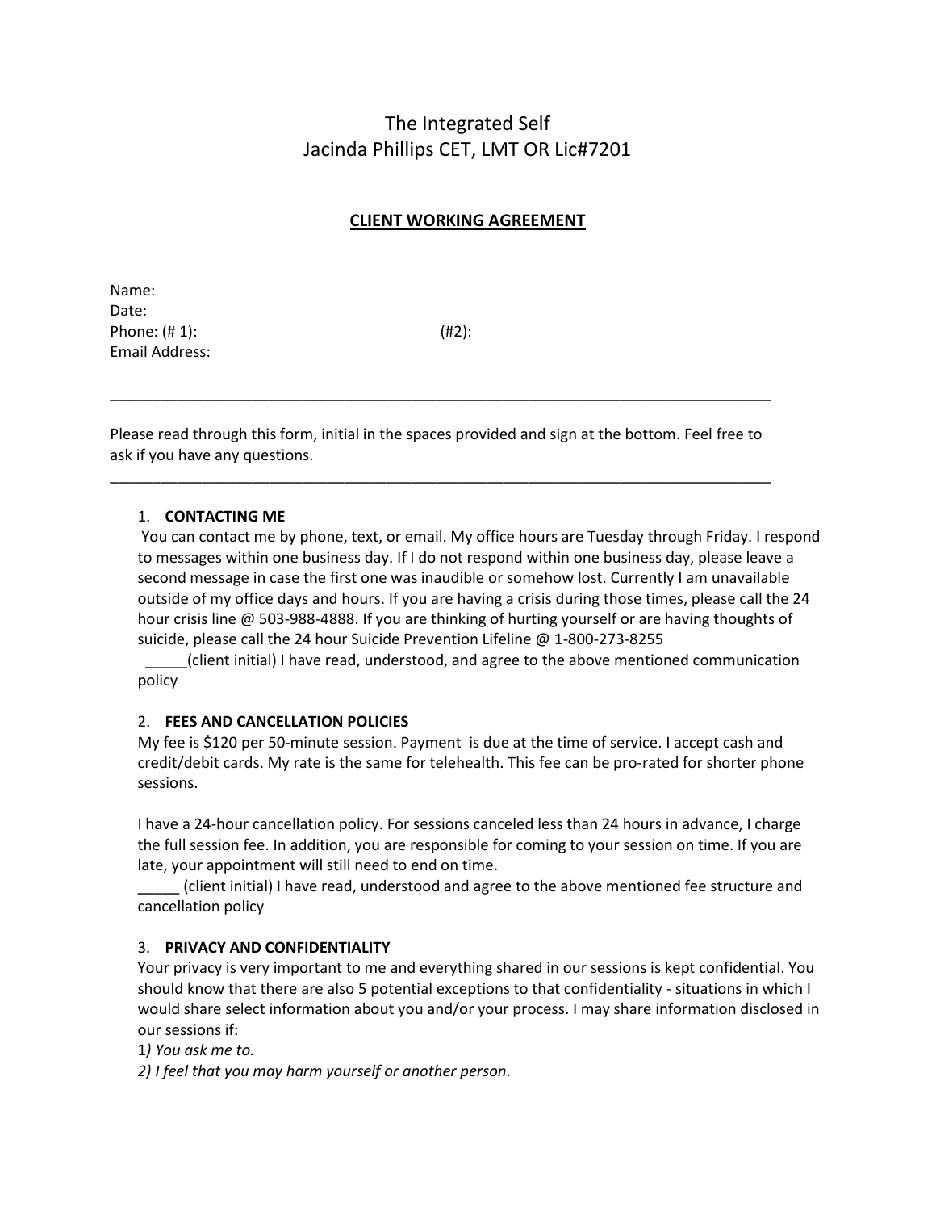# The Integrated Self
## Jacinda Phillips CET, LMT OR Lic#7201

**CLIENT WORKING AGREEMENT**

Name:
Date:
Phone: (# 1): (#2):
Email Address:

---

Please read through this form, initial in the spaces provided and sign at the bottom. Feel free to ask if you have any questions.

---

1. **CONTACTING ME**

You can contact me by phone, text, or email. My office hours are Tuesday through Friday. I respond to messages within one business day. If I do not respond within one business day, please leave a second message in case the first one was inaudible or somehow lost. Currently I am unavailable outside of my office days and hours. If you are having a crisis during those times, please call the 24 hour crisis line @ 503-988-4888. If you are thinking of hurting yourself or are having thoughts of suicide, please call the 24 hour Suicide Prevention Lifeline @ 1-800-273-8255

_____(client initial) I have read, understood, and agree to the above mentioned communication policy

2. **FEES AND CANCELLATION POLICIES**

My fee is $120 per 50-minute session. Payment is due at the time of service. I accept cash and credit/debit cards. My rate is the same for telehealth. This fee can be pro-rated for shorter phone sessions.

I have a 24-hour cancellation policy. For sessions canceled less than 24 hours in advance, I charge the full session fee. In addition, you are responsible for coming to your session on time. If you are late, your appointment will still need to end on time.

_____ (client initial) I have read, understood and agree to the above mentioned fee structure and cancellation policy

3. **PRIVACY AND CONFIDENTIALITY**

Your privacy is very important to me and everything shared in our sessions is kept confidential. You should know that there are also 5 potential exceptions to that confidentiality - situations in which I would share select information about you and/or your process. I may share information disclosed in our sessions if:

1*) You ask me to.*

*2) I feel that you may harm yourself or another person*.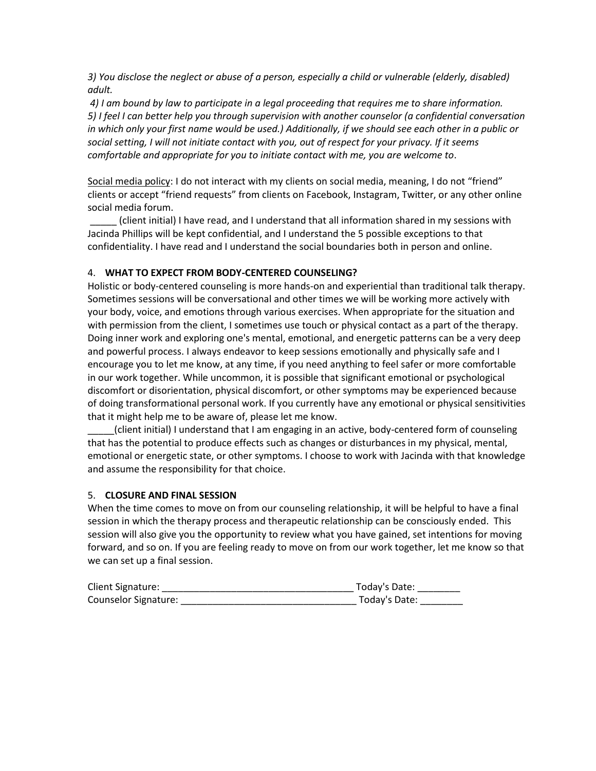*3) You disclose the neglect or abuse of a person, especially a child or vulnerable (elderly, disabled) adult.*

*4) I am bound by law to participate in a legal proceeding that requires me to share information.*

*5) I feel I can better help you through supervision with another counselor (a confidential conversation in which only your first name would be used.) Additionally, if we should see each other in a public or social setting, I will not initiate contact with you, out of respect for your privacy. If it seems comfortable and appropriate for you to initiate contact with me, you are welcome to*.

<u>Social media policy</u>: I do not interact with my clients on social media, meaning, I do not "friend" clients or accept "friend requests" from clients on Facebook, Instagram, Twitter, or any other online social media forum.

_____ (client initial) I have read, and I understand that all information shared in my sessions with Jacinda Phillips will be kept confidential, and I understand the 5 possible exceptions to that confidentiality. I have read and I understand the social boundaries both in person and online.

4. **WHAT TO EXPECT FROM BODY-CENTERED COUNSELING?**

Holistic or body-centered counseling is more hands-on and experiential than traditional talk therapy. Sometimes sessions will be conversational and other times we will be working more actively with your body, voice, and emotions through various exercises. When appropriate for the situation and with permission from the client, I sometimes use touch or physical contact as a part of the therapy. Doing inner work and exploring one's mental, emotional, and energetic patterns can be a very deep and powerful process. I always endeavor to keep sessions emotionally and physically safe and I encourage you to let me know, at any time, if you need anything to feel safer or more comfortable in our work together. While uncommon, it is possible that significant emotional or psychological discomfort or disorientation, physical discomfort, or other symptoms may be experienced because of doing transformational personal work. If you currently have any emotional or physical sensitivities that it might help me to be aware of, please let me know.

_____(client initial) I understand that I am engaging in an active, body-centered form of counseling that has the potential to produce effects such as changes or disturbances in my physical, mental, emotional or energetic state, or other symptoms. I choose to work with Jacinda with that knowledge and assume the responsibility for that choice.

5. **CLOSURE AND FINAL SESSION**

When the time comes to move on from our counseling relationship, it will be helpful to have a final session in which the therapy process and therapeutic relationship can be consciously ended. This session will also give you the opportunity to review what you have gained, set intentions for moving forward, and so on. If you are feeling ready to move on from our work together, let me know so that we can set up a final session.

Client Signature: ____________________________________ Today's Date: ________

Counselor Signature: _________________________________ Today's Date: ________